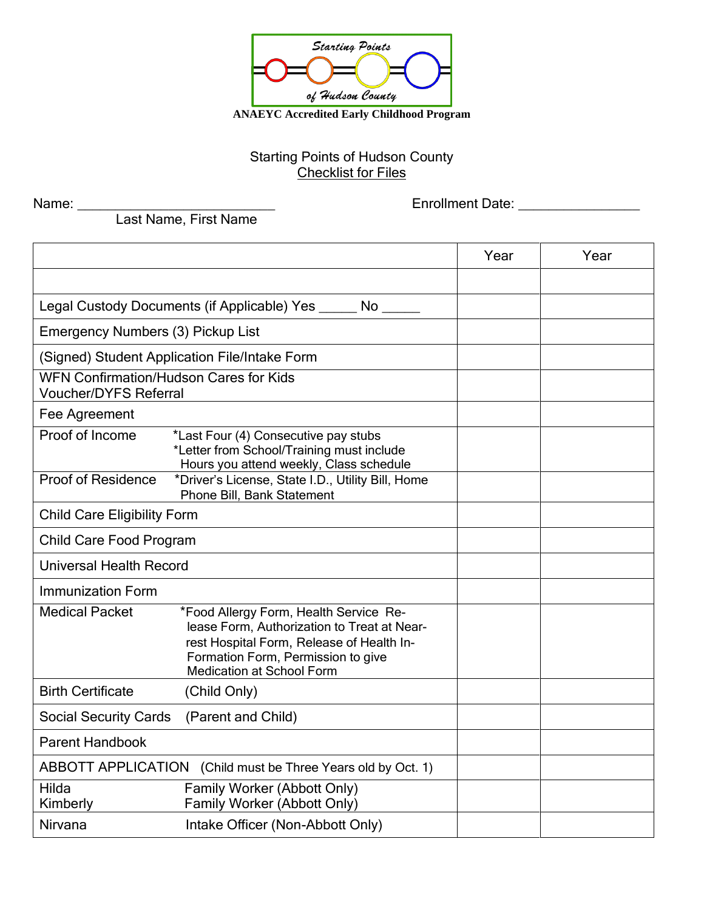Starting Points of Hudson County

**ANAEYC Accredited Early Childhood Program**

Starting Points of Hudson County

Checklist for Files

Name: ___________________________ Enrollment Date: _________________

Last Name, First Name

| | Year | Year |
|---|---|---|
| | | |
| Legal Custody Documents (if Applicable) Yes _____ No _____ | | |
| Emergency Numbers (3) Pickup List | | |
| (Signed) Student Application File/Intake Form | | |
| WFN Confirmation/Hudson Cares for Kids Voucher/DYFS Referral | | |
| Fee Agreement | | |
| Proof of Income *Last Four (4) Consecutive pay stubs *Letter from School/Training must include Hours you attend weekly, Class schedule | | |
| Proof of Residence *Driver's License, State I.D., Utility Bill, Home Phone Bill, Bank Statement | | |
| Child Care Eligibility Form | | |
| Child Care Food Program | | |
| Universal Health Record | | |
| Immunization Form | | |
| Medical Packet *Food Allergy Form, Health Service Release Form, Authorization to Treat at Nearrest Hospital Form, Release of Health In-Formation Form, Permission to give Medication at School Form | | |
| Birth Certificate (Child Only) | | |
| Social Security Cards (Parent and Child) | | |
| Parent Handbook | | |
| ABBOTT APPLICATION (Child must be Three Years old by Oct. 1) | | |
| Hilda Family Worker (Abbott Only) Kimberly Family Worker (Abbott Only) | | |
| Nirvana Intake Officer (Non-Abbott Only) | | |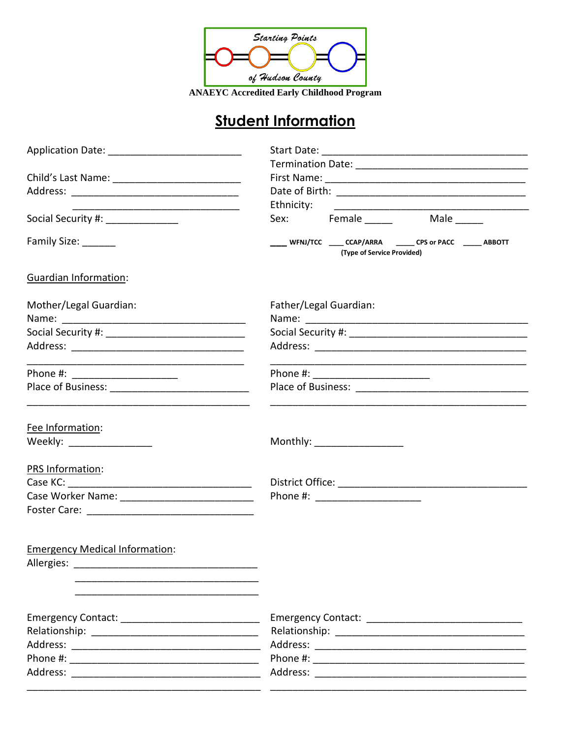Starting Points of Hudson County

**ANAEYC Accredited Early Childhood Program**

# Student Information

Application Date: ________________________

Start Date: ______________________________________

Termination Date: _______________________________

Child's Last Name: _______________________

First Name: _____________________________________

Address: ______________________________
______________________________

Date of Birth: ___________________________________

Ethnicity: ______________________________________

Social Security #: _____________

Sex: Female _____ Male _____

Family Size: ______

____ WFNJ/TCC ____ CCAP/ARRA _____ CPS or PACC _____ ABBOTT
(Type of Service Provided)

Guardian Information:

Mother/Legal Guardian:
Name: _________________________________
Social Security #: ________________________
Address: ______________________________
_______________________________________
Phone #: ___________________
Place of Business: _________________________
_________________________________________

Father/Legal Guardian:
Name: __________________________________________
Social Security #: ________________________________
Address: _______________________________________
_______________________________________________
Phone #: _____________________
Place of Business: _______________________________
_______________________________________________

Fee Information:
Weekly: _______________

Monthly: ________________

PRS Information:
Case KC: _________________________________
Case Worker Name: _______________________
Foster Care: ______________________________

District Office: __________________________________
Phone #: ___________________

Emergency Medical Information:
Allergies: _________________________________
_________________________________
_________________________________

Emergency Contact: _________________________
Relationship: ______________________________
Address: __________________________________
Phone #: __________________________________
Address: __________________________________
__________________________________________

Emergency Contact: ____________________________
Relationship: ___________________________________
Address: _______________________________________
Phone #: _______________________________________
Address: _______________________________________
______________________________________________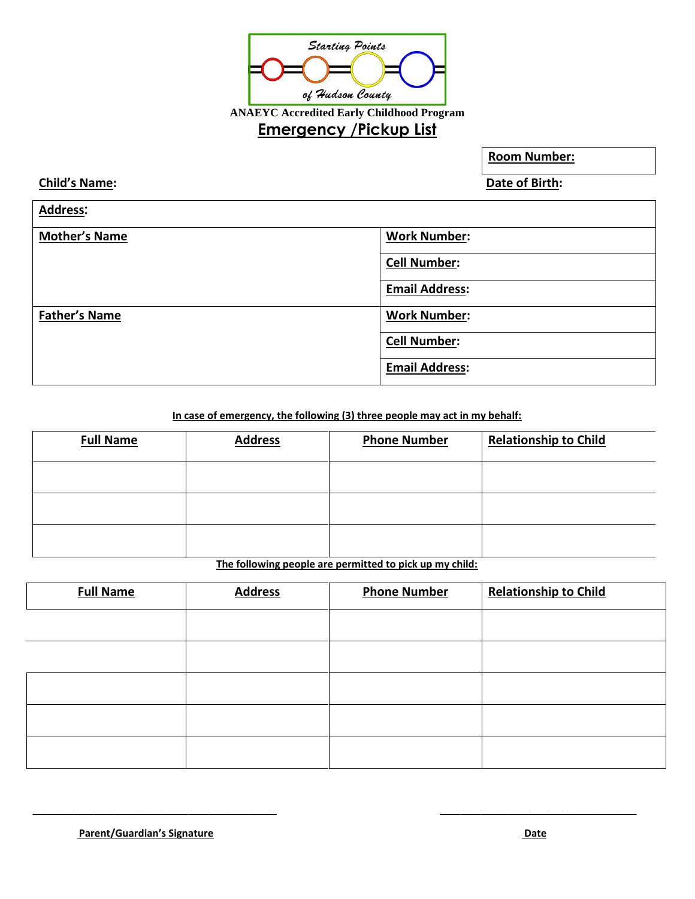Starting Points of Hudson County

ANAEYC Accredited Early Childhood Program

# Emergency /Pickup List

**Room Number:**

**Child's Name:**

**Date of Birth:**

| **Address:** | |
|---|---|
| **Mother's Name** | **Work Number:** |
| | **Cell Number:** |
| | **Email Address:** |
| **Father's Name** | **Work Number:** |
| | **Cell Number:** |
| | **Email Address:** |

**In case of emergency, the following (3) three people may act in my behalf:**

| Full Name | Address | Phone Number | Relationship to Child |
|---|---|---|---|
| | | | |
| | | | |
| | | | |

**The following people are permitted to pick up my child:**

| Full Name | Address | Phone Number | Relationship to Child |
|---|---|---|---|
| | | | |
| | | | |
| | | | |
| | | | |
| | | | |

\_\_\_\_\_\_\_\_\_\_\_\_\_\_\_\_\_\_\_\_\_\_\_\_\_\_\_\_\_\_\_\_\_\_\_\_\_\_\_\_ &nbsp;&nbsp;&nbsp;&nbsp; \_\_\_\_\_\_\_\_\_\_\_\_\_\_\_\_\_\_\_\_\_\_\_\_\_\_\_\_\_\_\_\_

**Parent/Guardian's Signature** &nbsp;&nbsp;&nbsp;&nbsp; **Date**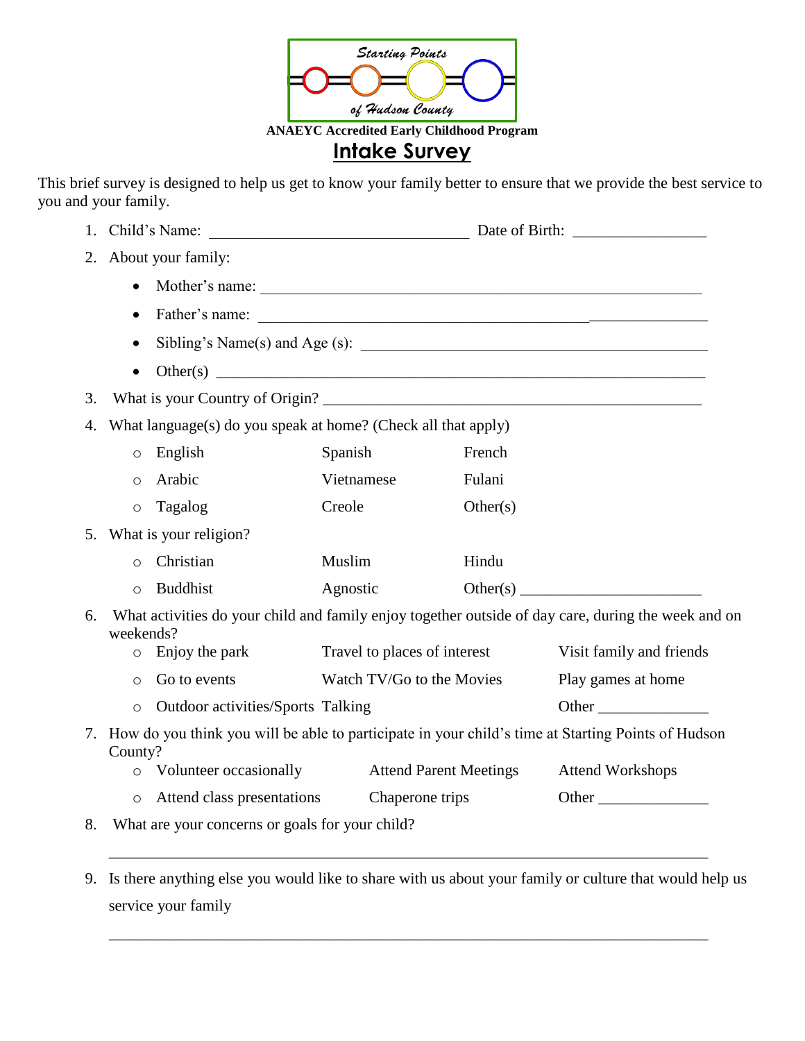Starting Points

of Hudson County

**ANAEYC Accredited Early Childhood Program**

# Intake Survey

This brief survey is designed to help us get to know your family better to ensure that we provide the best service to you and your family.

1. Child's Name: ________________________________ Date of Birth: ________________
2. About your family:
   - Mother's name: ______________________________________________________
   - Father's name: ______________________________________________________
   - Sibling's Name(s) and Age (s): ___________________________________________
   - Other(s) __________________________________________________________
3. What is your Country of Origin? _______________________________________________
4. What language(s) do you speak at home? (Check all that apply)
   - English    Spanish    French
   - Arabic    Vietnamese    Fulani
   - Tagalog    Creole    Other(s)
5. What is your religion?
   - Christian    Muslim    Hindu
   - Buddhist    Agnostic    Other(s) ______________________
6. What activities do your child and family enjoy together outside of day care, during the week and on weekends?
   - Enjoy the park    Travel to places of interest    Visit family and friends
   - Go to events    Watch TV/Go to the Movies    Play games at home
   - Outdoor activities/Sports    Talking    Other ______________
7. How do you think you will be able to participate in your child's time at Starting Points of Hudson County?
   - Volunteer occasionally    Attend Parent Meetings    Attend Workshops
   - Attend class presentations    Chaperone trips    Other ______________
8. What are your concerns or goals for your child?

   ________________________________________________________________________

9. Is there anything else you would like to share with us about your family or culture that would help us service your family

   ________________________________________________________________________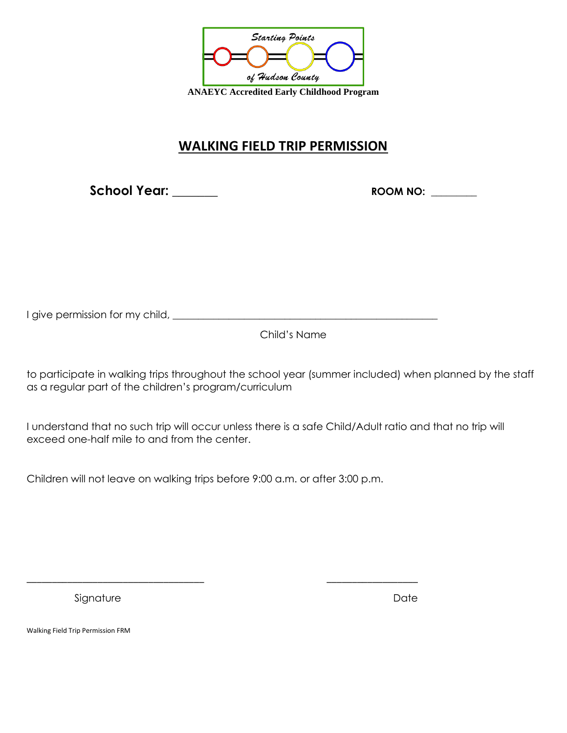Starting Points

of Hudson County

**ANAEYC Accredited Early Childhood Program**

# WALKING FIELD TRIP PERMISSION

**School Year:** _______ **ROOM NO:** ________

I give permission for my child, ____________________________________________________

Child's Name

to participate in walking trips throughout the school year (summer included) when planned by the staff as a regular part of the children's program/curriculum

I understand that no such trip will occur unless there is a safe Child/Adult ratio and that no trip will exceed one-half mile to and from the center.

Children will not leave on walking trips before 9:00 a.m. or after 3:00 p.m.

___________________________________ _________________

Signature Date

Walking Field Trip Permission FRM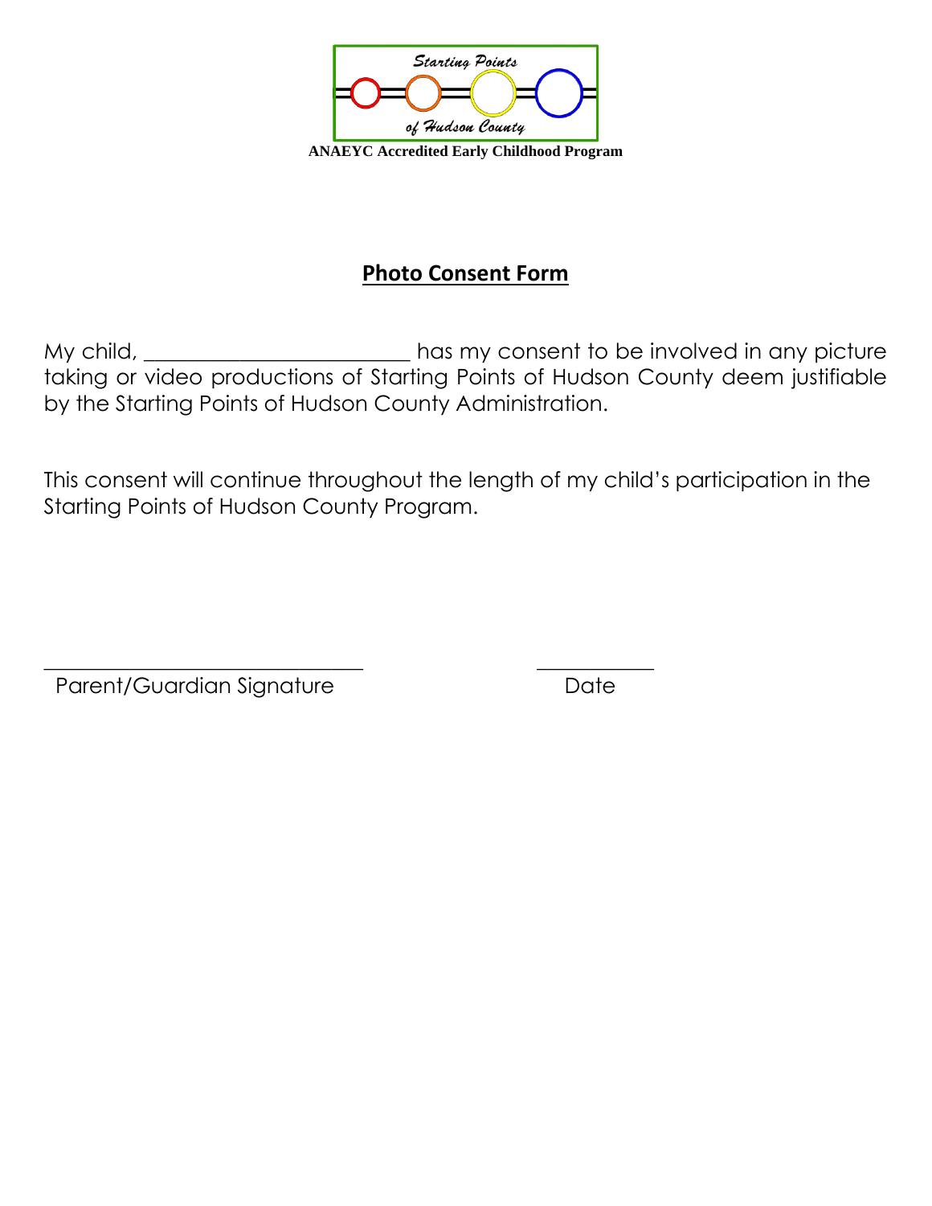Starting Points

of Hudson County

**ANAEYC Accredited Early Childhood Program**

## Photo Consent Form

My child, ________________________ has my consent to be involved in any picture taking or video productions of Starting Points of Hudson County deem justifiable by the Starting Points of Hudson County Administration.

This consent will continue throughout the length of my child's participation in the Starting Points of Hudson County Program.

______________________________ ___________

Parent/Guardian Signature Date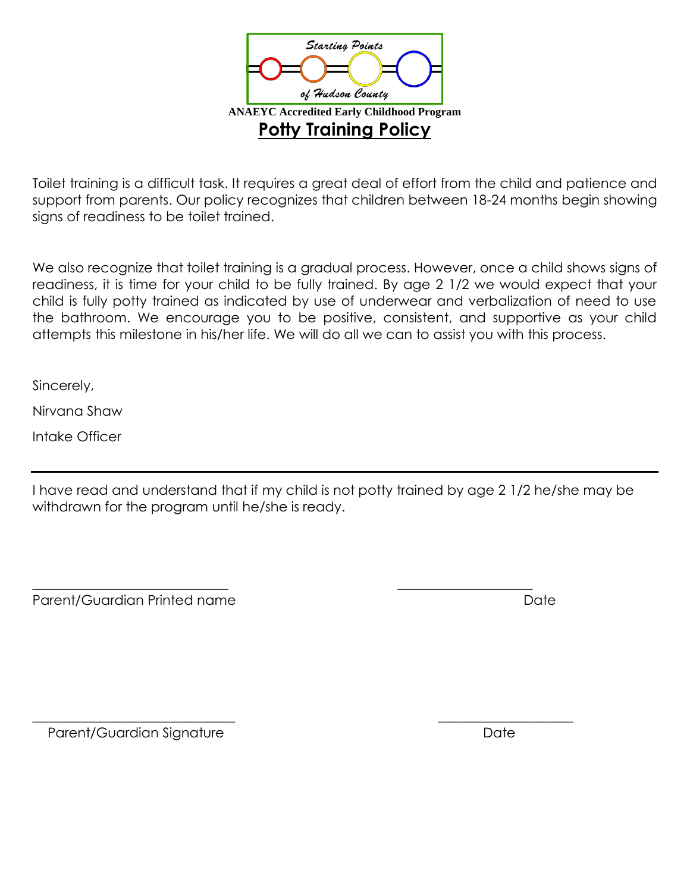Starting Points

of Hudson County

**ANAEYC Accredited Early Childhood Program**

# Potty Training Policy

Toilet training is a difficult task. It requires a great deal of effort from the child and patience and support from parents. Our policy recognizes that children between 18-24 months begin showing signs of readiness to be toilet trained.

We also recognize that toilet training is a gradual process. However, once a child shows signs of readiness, it is time for your child to be fully trained. By age 2 1/2 we would expect that your child is fully potty trained as indicated by use of underwear and verbalization of need to use the bathroom. We encourage you to be positive, consistent, and supportive as your child attempts this milestone in his/her life. We will do all we can to assist you with this process.

Sincerely,

Nirvana Shaw

Intake Officer

---

I have read and understand that if my child is not potty trained by age 2 1/2 he/she may be withdrawn for the program until he/she is ready.

_____________________________ ____________________

Parent/Guardian Printed name Date

______________________________ ____________________

Parent/Guardian Signature Date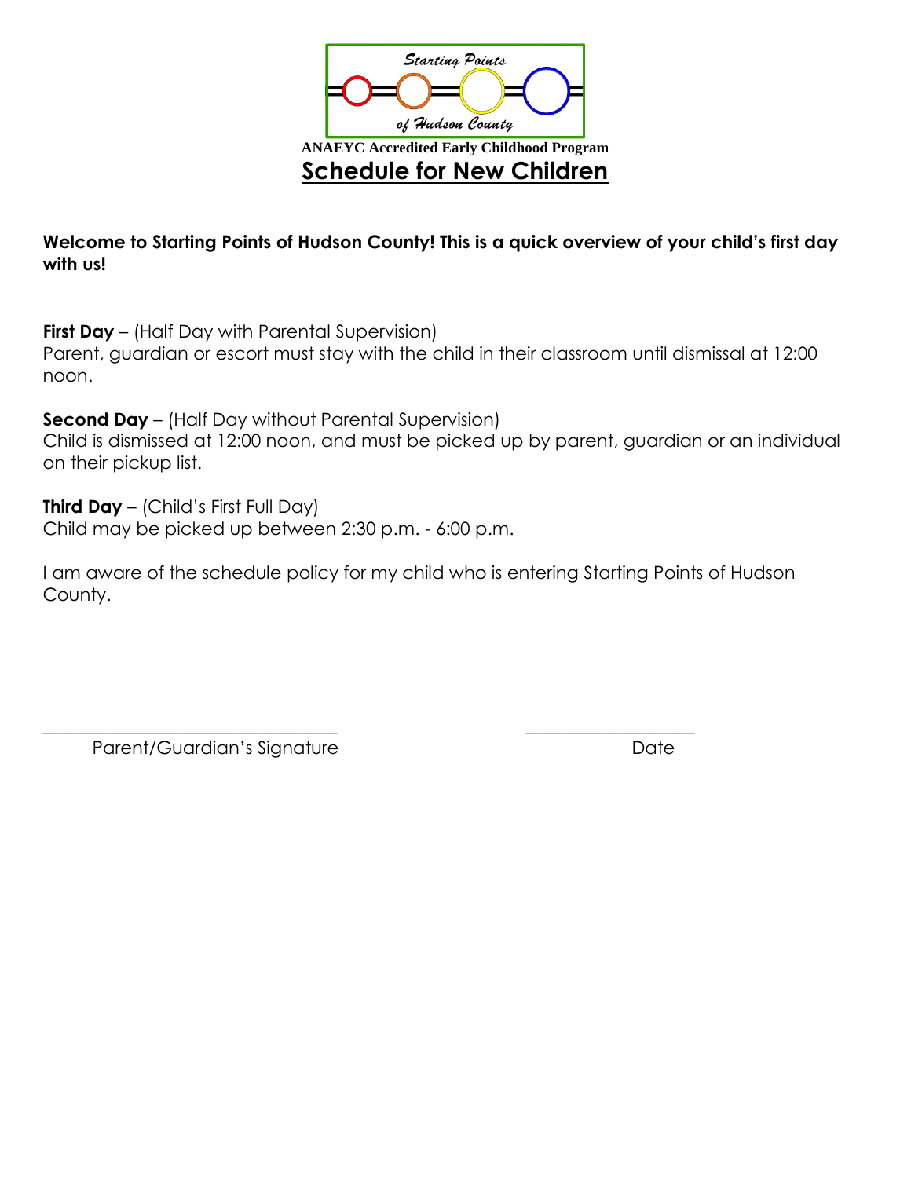Starting Points

of Hudson County

**ANAEYC Accredited Early Childhood Program**

# Schedule for New Children

**Welcome to Starting Points of Hudson County! This is a quick overview of your child's first day with us!**

**First Day** – (Half Day with Parental Supervision)
Parent, guardian or escort must stay with the child in their classroom until dismissal at 12:00 noon.

**Second Day** – (Half Day without Parental Supervision)
Child is dismissed at 12:00 noon, and must be picked up by parent, guardian or an individual on their pickup list.

**Third Day** – (Child's First Full Day)
Child may be picked up between 2:30 p.m. - 6:00 p.m.

I am aware of the schedule policy for my child who is entering Starting Points of Hudson County.

_________________________________ ___________________
Parent/Guardian's Signature Date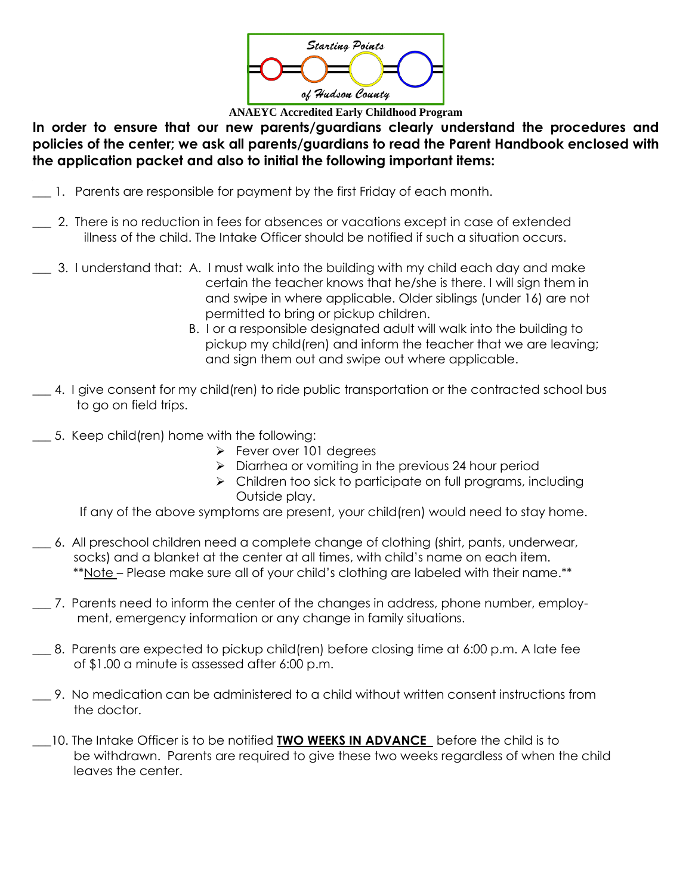Starting Points of Hudson County

**ANAEYC Accredited Early Childhood Program**

**In order to ensure that our new parents/guardians clearly understand the procedures and policies of the center; we ask all parents/guardians to read the Parent Handbook enclosed with the application packet and also to initial the following important items:**

___ 1. Parents are responsible for payment by the first Friday of each month.

___ 2. There is no reduction in fees for absences or vacations except in case of extended illness of the child. The Intake Officer should be notified if such a situation occurs.

___ 3. I understand that:
   A. I must walk into the building with my child each day and make certain the teacher knows that he/she is there. I will sign them in and swipe in where applicable. Older siblings (under 16) are not permitted to bring or pickup children.
   B. I or a responsible designated adult will walk into the building to pickup my child(ren) and inform the teacher that we are leaving; and sign them out and swipe out where applicable.

___ 4. I give consent for my child(ren) to ride public transportation or the contracted school bus to go on field trips.

___ 5. Keep child(ren) home with the following:
- Fever over 101 degrees
- Diarrhea or vomiting in the previous 24 hour period
- Children too sick to participate on full programs, including Outside play.

If any of the above symptoms are present, your child(ren) would need to stay home.

___ 6. All preschool children need a complete change of clothing (shirt, pants, underwear, socks) and a blanket at the center at all times, with child's name on each item. **Note – Please make sure all of your child's clothing are labeled with their name.**

___ 7. Parents need to inform the center of the changes in address, phone number, employment, emergency information or any change in family situations.

___ 8. Parents are expected to pickup child(ren) before closing time at 6:00 p.m. A late fee of $1.00 a minute is assessed after 6:00 p.m.

___ 9. No medication can be administered to a child without written consent instructions from the doctor.

___10. The Intake Officer is to be notified **TWO WEEKS IN ADVANCE** before the child is to be withdrawn. Parents are required to give these two weeks regardless of when the child leaves the center.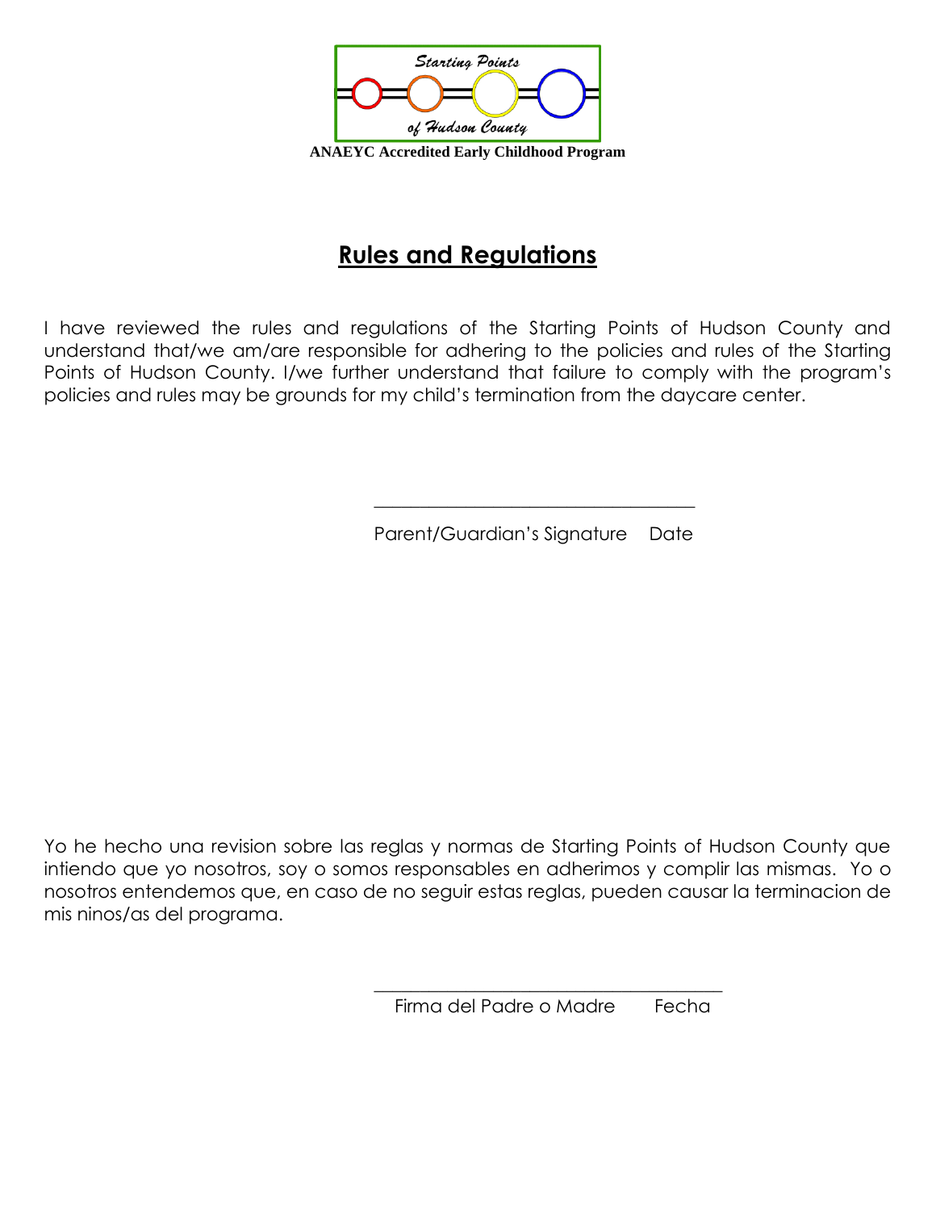Starting Points of Hudson County

**ANAEYC Accredited Early Childhood Program**

# Rules and Regulations

I have reviewed the rules and regulations of the Starting Points of Hudson County and understand that/we am/are responsible for adhering to the policies and rules of the Starting Points of Hudson County. I/we further understand that failure to comply with the program's policies and rules may be grounds for my child's termination from the daycare center.

\_\_\_\_\_\_\_\_\_\_\_\_\_\_\_\_\_\_\_\_\_\_\_\_\_\_\_\_\_\_\_\_\_\_\_\_\_\_

Parent/Guardian's Signature Date

Yo he hecho una revision sobre las reglas y normas de Starting Points of Hudson County que intiendo que yo nosotros, soy o somos responsables en adherimos y complir las mismas. Yo o nosotros entendemos que, en caso de no seguir estas reglas, pueden causar la terminacion de mis ninos/as del programa.

\_\_\_\_\_\_\_\_\_\_\_\_\_\_\_\_\_\_\_\_\_\_\_\_\_\_\_\_\_\_\_\_\_\_\_\_\_\_

Firma del Padre o Madre Fecha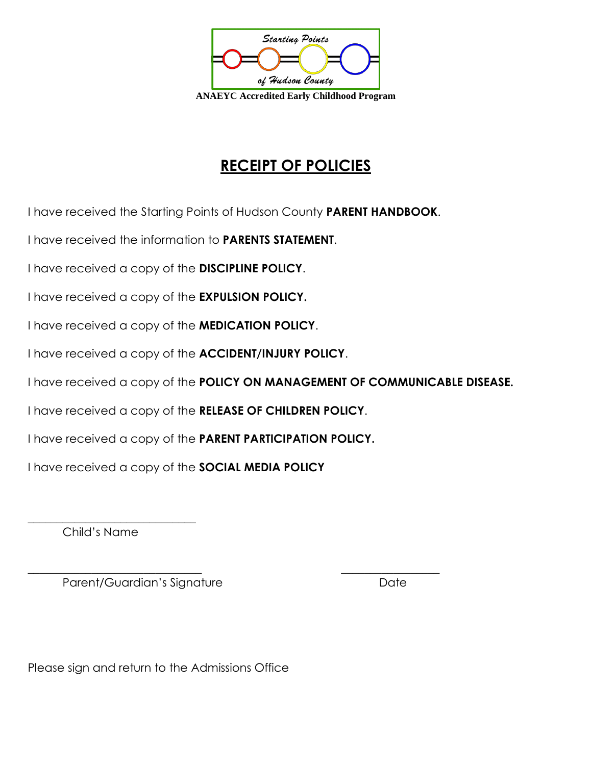Starting Points

of Hudson County

**ANAEYC Accredited Early Childhood Program**

# RECEIPT OF POLICIES

I have received the Starting Points of Hudson County **PARENT HANDBOOK**.

I have received the information to **PARENTS STATEMENT**.

I have received a copy of the **DISCIPLINE POLICY**.

I have received a copy of the **EXPULSION POLICY.**

I have received a copy of the **MEDICATION POLICY**.

I have received a copy of the **ACCIDENT/INJURY POLICY**.

I have received a copy of the **POLICY ON MANAGEMENT OF COMMUNICABLE DISEASE.**

I have received a copy of the **RELEASE OF CHILDREN POLICY**.

I have received a copy of the **PARENT PARTICIPATION POLICY.**

I have received a copy of the **SOCIAL MEDIA POLICY**

______________________________
Child's Name

______________________________ ________________
Parent/Guardian's Signature Date

Please sign and return to the Admissions Office